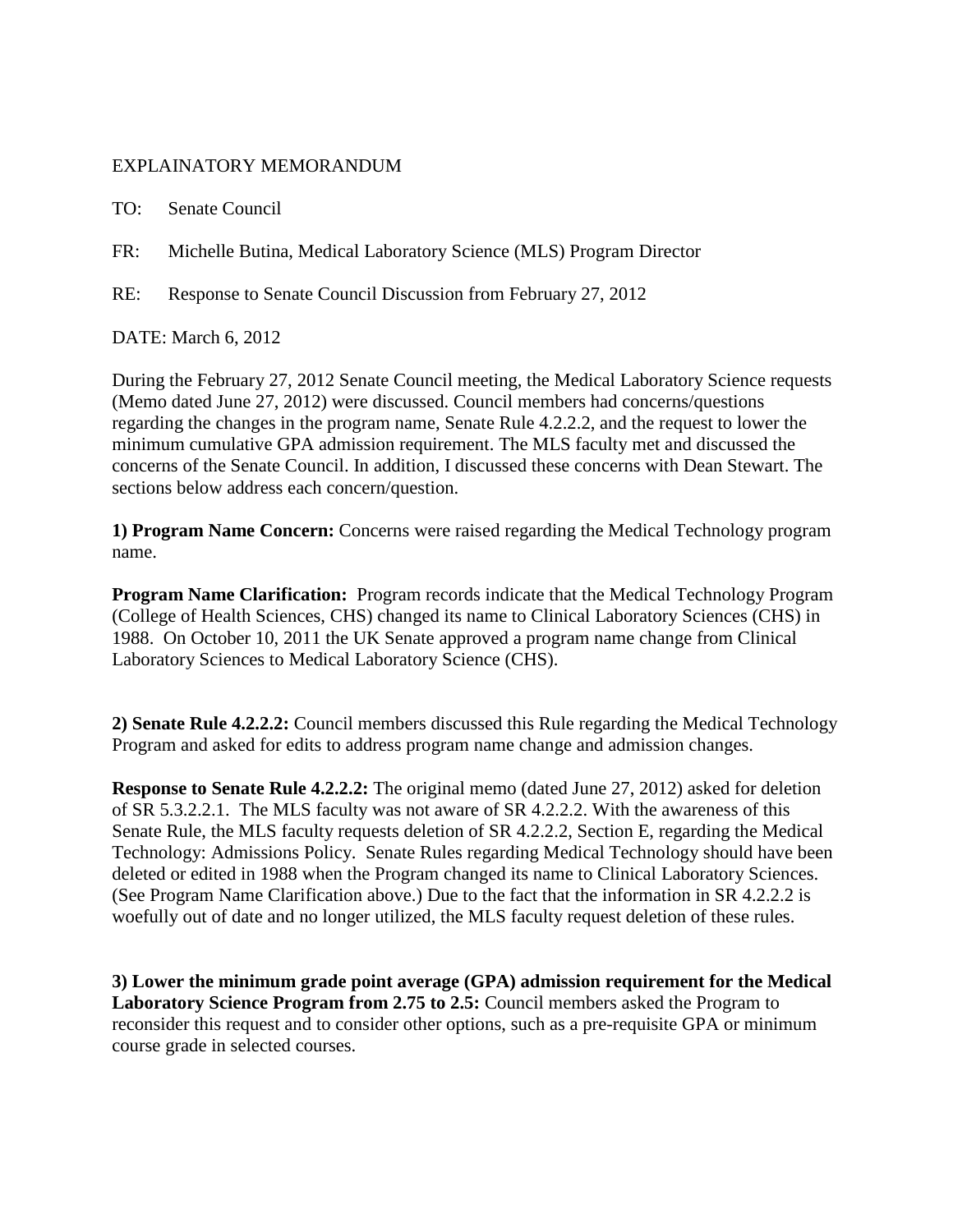EXPLAINATORY MEMORANDUM

TO: Senate Council

FR: Michelle Butina, Medical Laboratory Science (MLS) Program Director

RE: Response to Senate Council Discussion from February 27, 2012

DATE: March 6, 2012

During the February 27, 2012 Senate Council meeting, the Medical Laboratory Science requests (Memo dated June 27, 2012) were discussed. Council members had concerns/questions regarding the changes in the program name, Senate Rule 4.2.2.2, and the request to lower the minimum cumulative GPA admission requirement. The MLS faculty met and discussed the concerns of the Senate Council. In addition, I discussed these concerns with Dean Stewart. The sections below address each concern/question.

**1) Program Name Concern:** Concerns were raised regarding the Medical Technology program name.

**Program Name Clarification:** Program records indicate that the Medical Technology Program (College of Health Sciences, CHS) changed its name to Clinical Laboratory Sciences (CHS) in 1988. On October 10, 2011 the UK Senate approved a program name change from Clinical Laboratory Sciences to Medical Laboratory Science (CHS).

**2) Senate Rule 4.2.2.2:** Council members discussed this Rule regarding the Medical Technology Program and asked for edits to address program name change and admission changes.

**Response to Senate Rule 4.2.2.2:** The original memo (dated June 27, 2012) asked for deletion of SR 5.3.2.2.1. The MLS faculty was not aware of SR 4.2.2.2. With the awareness of this Senate Rule, the MLS faculty requests deletion of SR 4.2.2.2, Section E, regarding the Medical Technology: Admissions Policy. Senate Rules regarding Medical Technology should have been deleted or edited in 1988 when the Program changed its name to Clinical Laboratory Sciences. (See Program Name Clarification above.) Due to the fact that the information in SR 4.2.2.2 is woefully out of date and no longer utilized, the MLS faculty request deletion of these rules.

**3) Lower the minimum grade point average (GPA) admission requirement for the Medical Laboratory Science Program from 2.75 to 2.5:** Council members asked the Program to reconsider this request and to consider other options, such as a pre-requisite GPA or minimum course grade in selected courses.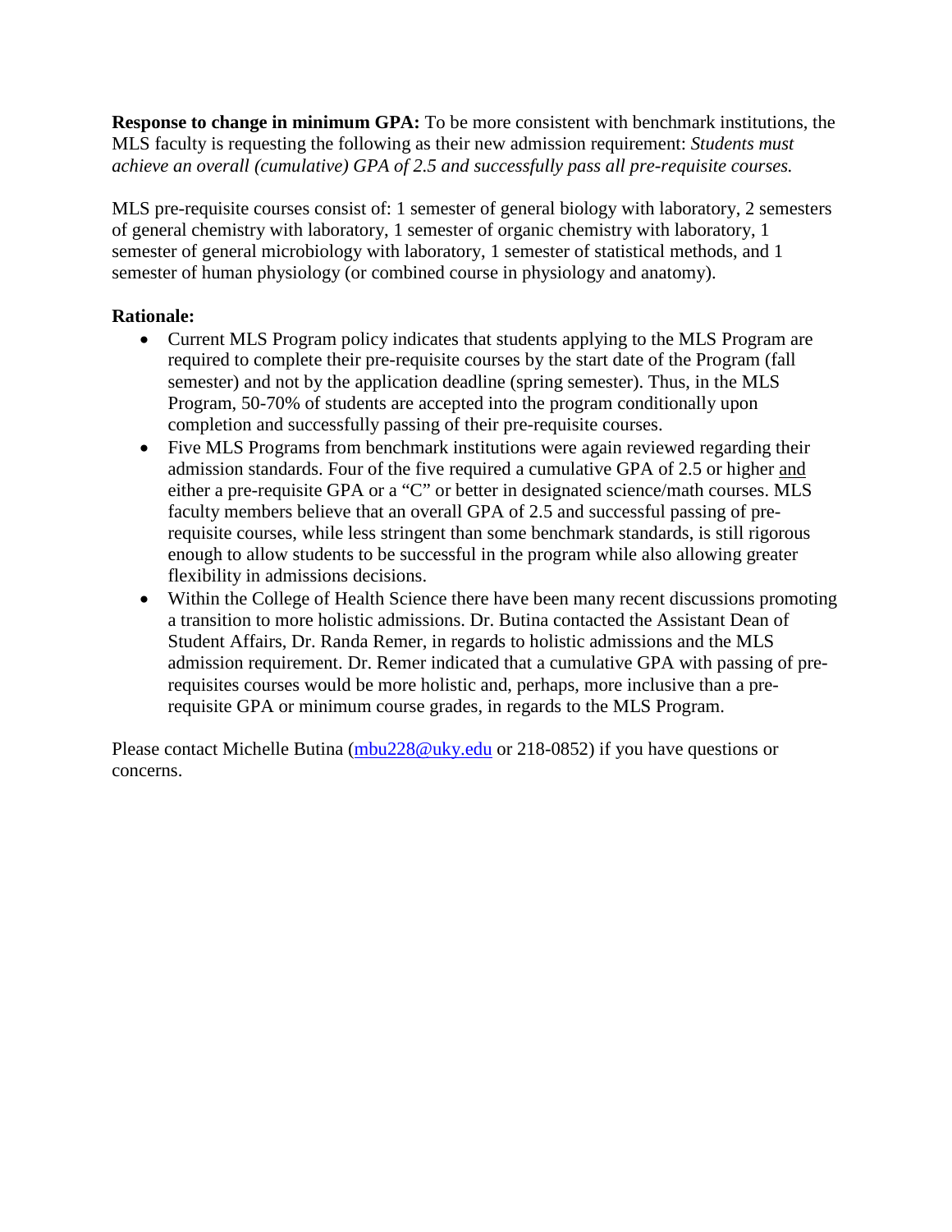**Response to change in minimum GPA:** To be more consistent with benchmark institutions, the MLS faculty is requesting the following as their new admission requirement: *Students must achieve an overall (cumulative) GPA of 2.5 and successfully pass all pre-requisite courses.*

MLS pre-requisite courses consist of: 1 semester of general biology with laboratory, 2 semesters of general chemistry with laboratory, 1 semester of organic chemistry with laboratory, 1 semester of general microbiology with laboratory, 1 semester of statistical methods, and 1 semester of human physiology (or combined course in physiology and anatomy).

**Rationale:**

- Current MLS Program policy indicates that students applying to the MLS Program are required to complete their pre-requisite courses by the start date of the Program (fall semester) and not by the application deadline (spring semester). Thus, in the MLS Program, 50-70% of students are accepted into the program conditionally upon completion and successfully passing of their pre-requisite courses.
- Five MLS Programs from benchmark institutions were again reviewed regarding their admission standards. Four of the five required a cumulative GPA of 2.5 or higher <u>and</u> either a pre-requisite GPA or a "C" or better in designated science/math courses. MLS faculty members believe that an overall GPA of 2.5 and successful passing of pre-requisite courses, while less stringent than some benchmark standards, is still rigorous enough to allow students to be successful in the program while also allowing greater flexibility in admissions decisions.
- Within the College of Health Science there have been many recent discussions promoting a transition to more holistic admissions. Dr. Butina contacted the Assistant Dean of Student Affairs, Dr. Randa Remer, in regards to holistic admissions and the MLS admission requirement. Dr. Remer indicated that a cumulative GPA with passing of pre-requisites courses would be more holistic and, perhaps, more inclusive than a pre-requisite GPA or minimum course grades, in regards to the MLS Program.

Please contact Michelle Butina (mbu228@uky.edu or 218-0852) if you have questions or concerns.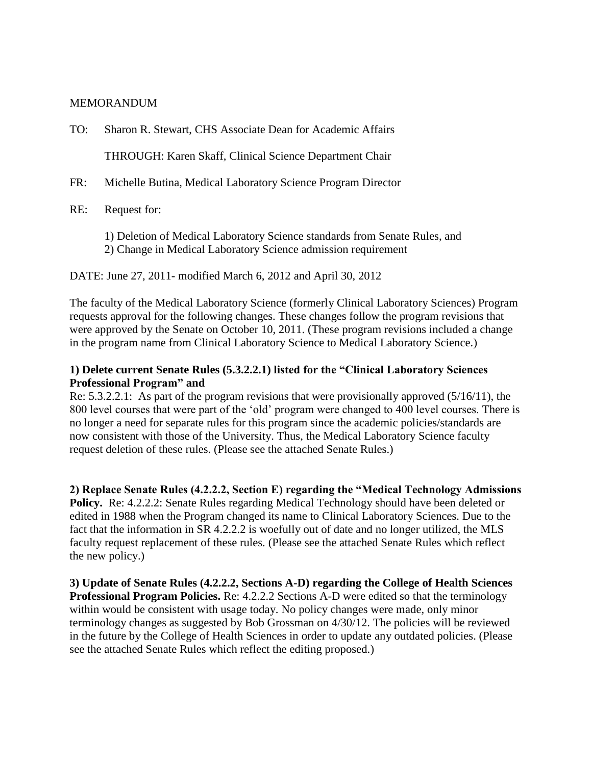MEMORANDUM

TO: Sharon R. Stewart, CHS Associate Dean for Academic Affairs

THROUGH: Karen Skaff, Clinical Science Department Chair

FR: Michelle Butina, Medical Laboratory Science Program Director

RE: Request for:

1) Deletion of Medical Laboratory Science standards from Senate Rules, and
2) Change in Medical Laboratory Science admission requirement

DATE: June 27, 2011- modified March 6, 2012 and April 30, 2012

The faculty of the Medical Laboratory Science (formerly Clinical Laboratory Sciences) Program requests approval for the following changes. These changes follow the program revisions that were approved by the Senate on October 10, 2011. (These program revisions included a change in the program name from Clinical Laboratory Science to Medical Laboratory Science.)

**1) Delete current Senate Rules (5.3.2.2.1) listed for the "Clinical Laboratory Sciences Professional Program" and**
Re: 5.3.2.2.1: As part of the program revisions that were provisionally approved (5/16/11), the 800 level courses that were part of the 'old' program were changed to 400 level courses. There is no longer a need for separate rules for this program since the academic policies/standards are now consistent with those of the University. Thus, the Medical Laboratory Science faculty request deletion of these rules. (Please see the attached Senate Rules.)

**2) Replace Senate Rules (4.2.2.2, Section E) regarding the "Medical Technology Admissions Policy.** Re: 4.2.2.2: Senate Rules regarding Medical Technology should have been deleted or edited in 1988 when the Program changed its name to Clinical Laboratory Sciences. Due to the fact that the information in SR 4.2.2.2 is woefully out of date and no longer utilized, the MLS faculty request replacement of these rules. (Please see the attached Senate Rules which reflect the new policy.)

**3) Update of Senate Rules (4.2.2.2, Sections A-D) regarding the College of Health Sciences Professional Program Policies.** Re: 4.2.2.2 Sections A-D were edited so that the terminology within would be consistent with usage today. No policy changes were made, only minor terminology changes as suggested by Bob Grossman on 4/30/12. The policies will be reviewed in the future by the College of Health Sciences in order to update any outdated policies. (Please see the attached Senate Rules which reflect the editing proposed.)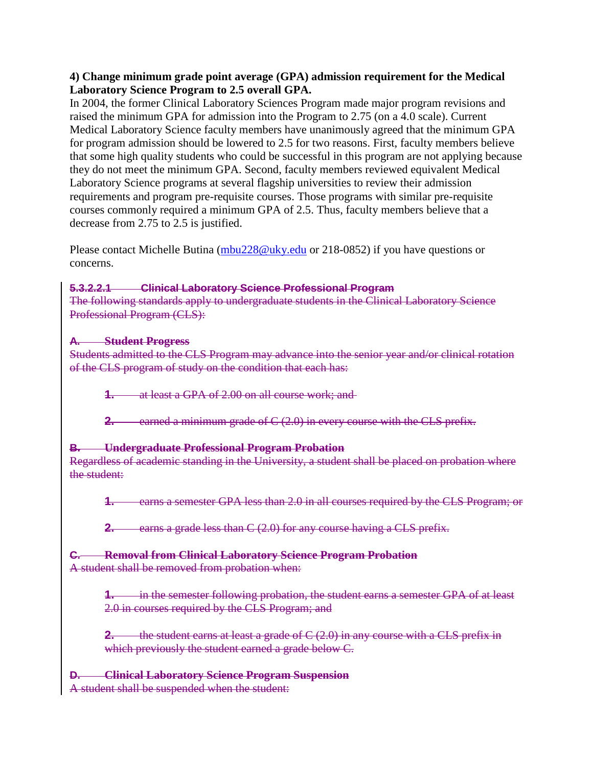**4) Change minimum grade point average (GPA) admission requirement for the Medical Laboratory Science Program to 2.5 overall GPA.**

In 2004, the former Clinical Laboratory Sciences Program made major program revisions and raised the minimum GPA for admission into the Program to 2.75 (on a 4.0 scale). Current Medical Laboratory Science faculty members have unanimously agreed that the minimum GPA for program admission should be lowered to 2.5 for two reasons. First, faculty members believe that some high quality students who could be successful in this program are not applying because they do not meet the minimum GPA. Second, faculty members reviewed equivalent Medical Laboratory Science programs at several flagship universities to review their admission requirements and program pre-requisite courses. Those programs with similar pre-requisite courses commonly required a minimum GPA of 2.5. Thus, faculty members believe that a decrease from 2.75 to 2.5 is justified.

Please contact Michelle Butina (mbu228@uky.edu or 218-0852) if you have questions or concerns.

~~**5.3.2.2.1 Clinical Laboratory Science Professional Program**~~

~~The following standards apply to undergraduate students in the Clinical Laboratory Science Professional Program (CLS):~~

~~**A. Student Progress**~~

~~Students admitted to the CLS Program may advance into the senior year and/or clinical rotation of the CLS program of study on the condition that each has:~~

~~1. at least a GPA of 2.00 on all course work; and~~

~~2. earned a minimum grade of C (2.0) in every course with the CLS prefix.~~

~~**B. Undergraduate Professional Program Probation**~~

~~Regardless of academic standing in the University, a student shall be placed on probation where the student:~~

~~1. earns a semester GPA less than 2.0 in all courses required by the CLS Program; or~~

~~2. earns a grade less than C (2.0) for any course having a CLS prefix.~~

~~**C. Removal from Clinical Laboratory Science Program Probation**~~

~~A student shall be removed from probation when:~~

~~1. in the semester following probation, the student earns a semester GPA of at least 2.0 in courses required by the CLS Program; and~~

~~2. the student earns at least a grade of C (2.0) in any course with a CLS prefix in which previously the student earned a grade below C.~~

~~**D. Clinical Laboratory Science Program Suspension**~~

~~A student shall be suspended when the student:~~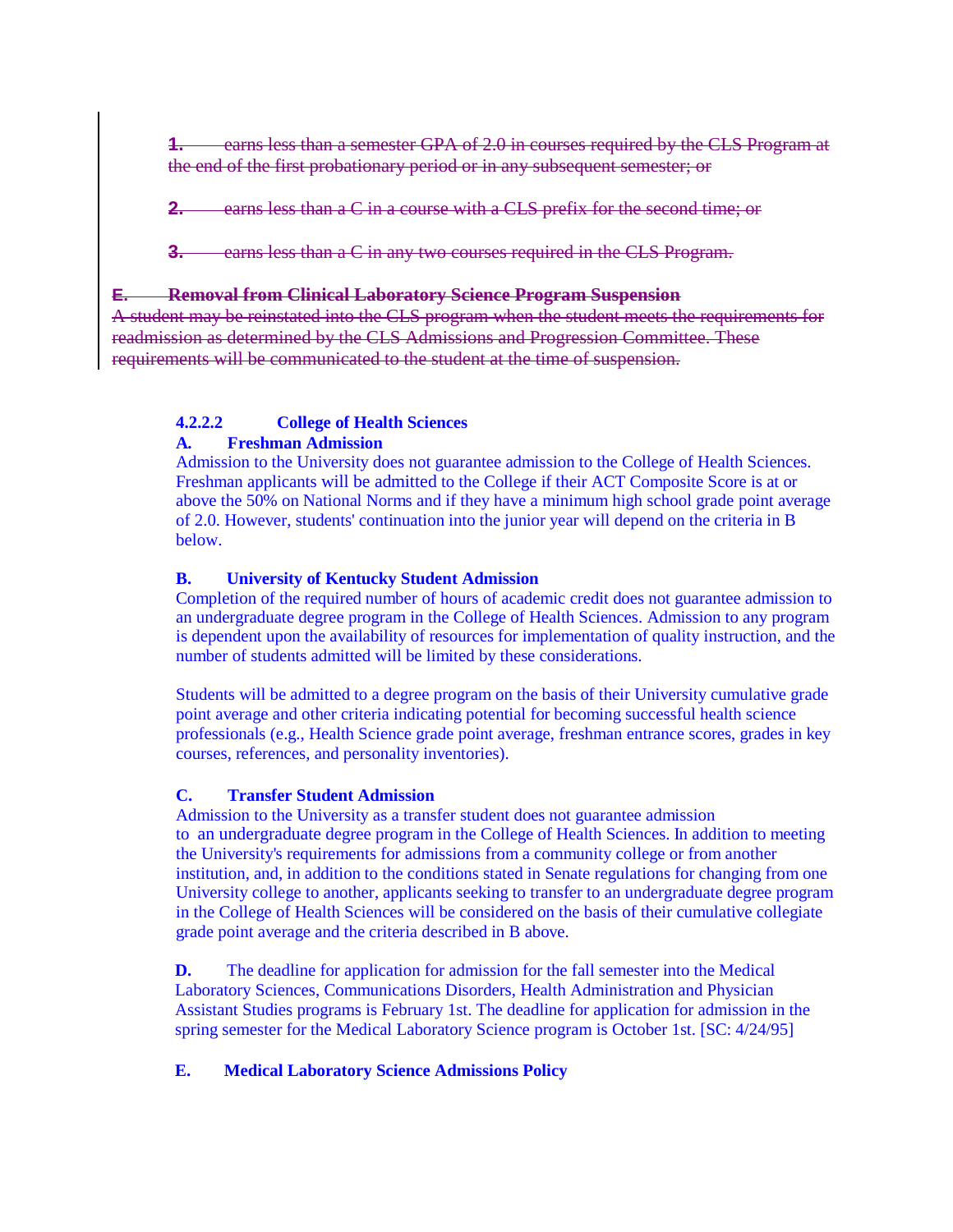~~1. earns less than a semester GPA of 2.0 in courses required by the CLS Program at the end of the first probationary period or in any subsequent semester; or~~

~~2. earns less than a C in a course with a CLS prefix for the second time; or~~

~~3. earns less than a C in any two courses required in the CLS Program.~~

~~**E. Removal from Clinical Laboratory Science Program Suspension**~~
~~A student may be reinstated into the CLS program when the student meets the requirements for readmission as determined by the CLS Admissions and Progression Committee. These requirements will be communicated to the student at the time of suspension.~~

**4.2.2.2 College of Health Sciences**

**A. Freshman Admission**

Admission to the University does not guarantee admission to the College of Health Sciences. Freshman applicants will be admitted to the College if their ACT Composite Score is at or above the 50% on National Norms and if they have a minimum high school grade point average of 2.0. However, students' continuation into the junior year will depend on the criteria in B below.

**B. University of Kentucky Student Admission**

Completion of the required number of hours of academic credit does not guarantee admission to an undergraduate degree program in the College of Health Sciences. Admission to any program is dependent upon the availability of resources for implementation of quality instruction, and the number of students admitted will be limited by these considerations.

Students will be admitted to a degree program on the basis of their University cumulative grade point average and other criteria indicating potential for becoming successful health science professionals (e.g., Health Science grade point average, freshman entrance scores, grades in key courses, references, and personality inventories).

**C. Transfer Student Admission**

Admission to the University as a transfer student does not guarantee admission to an undergraduate degree program in the College of Health Sciences. In addition to meeting the University's requirements for admissions from a community college or from another institution, and, in addition to the conditions stated in Senate regulations for changing from one University college to another, applicants seeking to transfer to an undergraduate degree program in the College of Health Sciences will be considered on the basis of their cumulative collegiate grade point average and the criteria described in B above.

**D.** The deadline for application for admission for the fall semester into the Medical Laboratory Sciences, Communications Disorders, Health Administration and Physician Assistant Studies programs is February 1st. The deadline for application for admission in the spring semester for the Medical Laboratory Science program is October 1st. [SC: 4/24/95]

**E. Medical Laboratory Science Admissions Policy**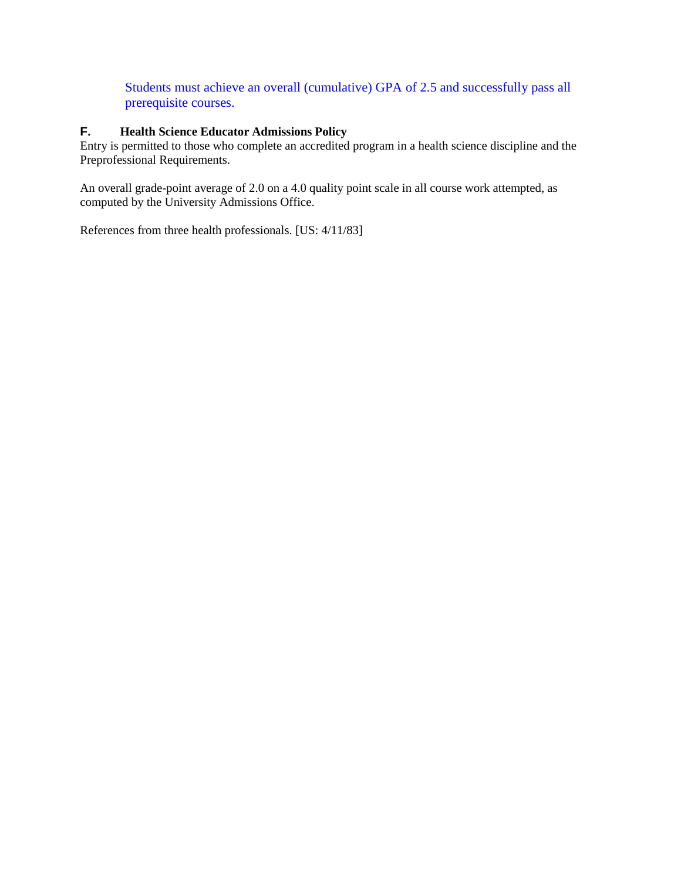Students must achieve an overall (cumulative) GPA of 2.5 and successfully pass all prerequisite courses.

### F. Health Science Educator Admissions Policy

Entry is permitted to those who complete an accredited program in a health science discipline and the Preprofessional Requirements.

An overall grade-point average of 2.0 on a 4.0 quality point scale in all course work attempted, as computed by the University Admissions Office.

References from three health professionals. [US: 4/11/83]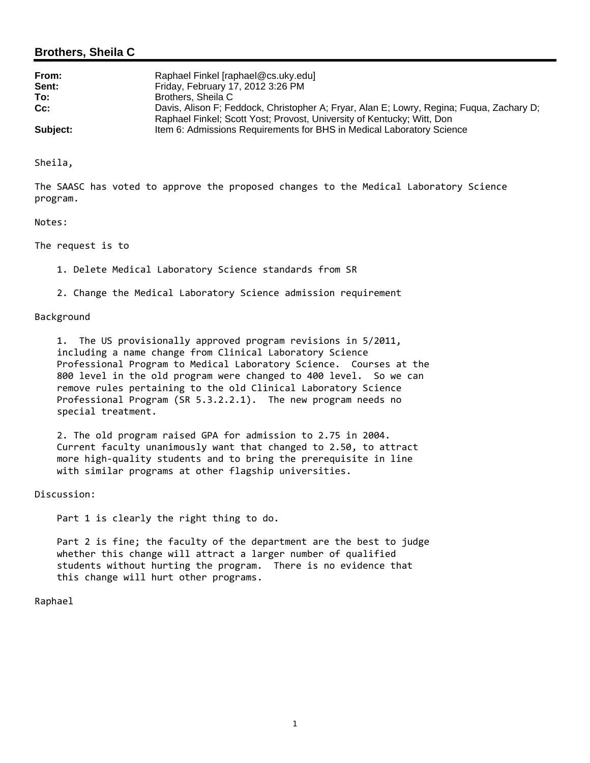## Brothers, Sheila C

| | |
|---|---|
| **From:** | Raphael Finkel [raphael@cs.uky.edu] |
| **Sent:** | Friday, February 17, 2012 3:26 PM |
| **To:** | Brothers, Sheila C |
| **Cc:** | Davis, Alison F; Feddock, Christopher A; Fryar, Alan E; Lowry, Regina; Fuqua, Zachary D; Raphael Finkel; Scott Yost; Provost, University of Kentucky; Witt, Don |
| **Subject:** | Item 6: Admissions Requirements for BHS in Medical Laboratory Science |

Sheila,

The SAASC has voted to approve the proposed changes to the Medical Laboratory Science program.

Notes:

The request is to

1. Delete Medical Laboratory Science standards from SR

2. Change the Medical Laboratory Science admission requirement

Background

1. The US provisionally approved program revisions in 5/2011, including a name change from Clinical Laboratory Science Professional Program to Medical Laboratory Science. Courses at the 800 level in the old program were changed to 400 level. So we can remove rules pertaining to the old Clinical Laboratory Science Professional Program (SR 5.3.2.2.1). The new program needs no special treatment.

2. The old program raised GPA for admission to 2.75 in 2004. Current faculty unanimously want that changed to 2.50, to attract more high-quality students and to bring the prerequisite in line with similar programs at other flagship universities.

Discussion:

Part 1 is clearly the right thing to do.

Part 2 is fine; the faculty of the department are the best to judge whether this change will attract a larger number of qualified students without hurting the program. There is no evidence that this change will hurt other programs.

Raphael